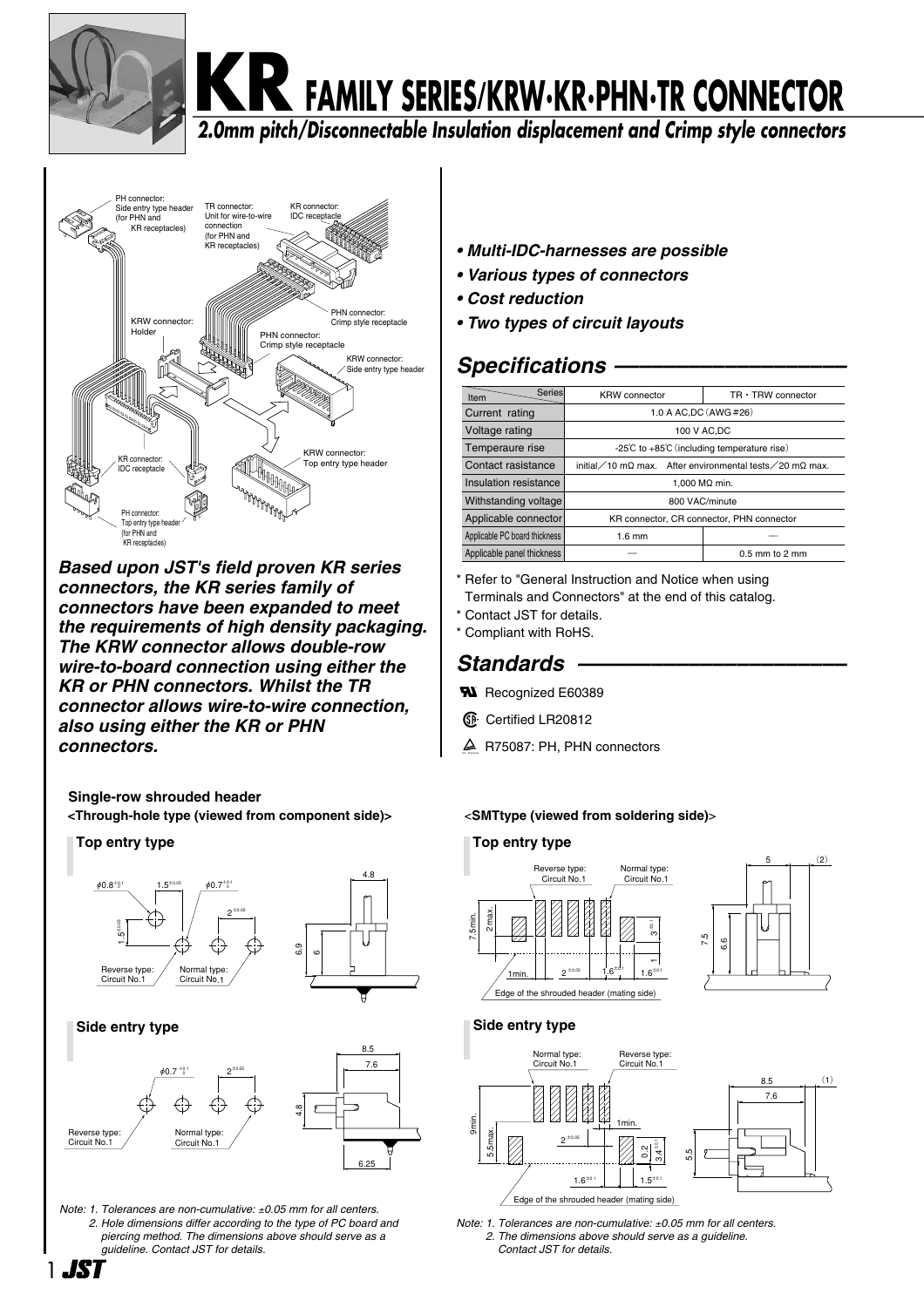# KR FAMILY SERIES/KRW·KR·PHN·TR CONNECTOR

## 2.0mm pitch/Disconnectable Insulation displacement and Crimp style connectors

PH connector: Side entry type header (for PHN and KR receptacles)
TR connector: Unit for wire-to-wire connection (for PHN and KR receptacles)
KR connector: IDC receptacle
KRW connector: Holder
PHN connector: Crimp style receptacle
PHN connector: Crimp style receptacle
KRW connector: Side entry type header
KRW connector: Top entry type header
KR connector: IDC receptacle
PH connector: Top entry type header (for PHN and KR receptacles)

***Based upon JST's field proven KR series connectors, the KR series family of connectors have been expanded to meet the requirements of high density packaging. The KRW connector allows double-row wire-to-board connection using either the KR or PHN connectors. Whilst the TR connector allows wire-to-wire connection, also using either the KR or PHN connectors.***

- ***Multi-IDC-harnesses are possible***
- ***Various types of connectors***
- ***Cost reduction***
- ***Two types of circuit layouts***

## Specifications

| Item \ Series | KRW connector | TR・TRW connector |
|---|---|---|
| Current rating | 1.0 A AC,DC (AWG #26) | |
| Voltage rating | 100 V AC,DC | |
| Temperaure rise | -25℃ to +85℃ (including temperature rise) | |
| Contact rasistance | initial／10 mΩ max. After environmental tests／20 mΩ max. | |
| Insulation resistance | 1,000 MΩ min. | |
| Withstanding voltage | 800 VAC/minute | |
| Applicable connector | KR connector, CR connector, PHN connector | |
| Applicable PC board thickness | 1.6 mm | — |
| Applicable panel thickness | — | 0.5 mm to 2 mm |

\* Refer to "General Instruction and Notice when using Terminals and Connectors" at the end of this catalog.
\* Contact JST for details.
\* Compliant with RoHS.

## Standards

Recognized E60389

Certified LR20812

R75087: PH, PHN connectors

### Single-row shrouded header

**<Through-hole type (viewed from component side)>**

**Top entry type**

$\phi 0.8^{+0.1}_{0}$　$1.5^{\pm 0.05}$　$\phi 0.7^{+0.1}_{0}$　$2^{\pm 0.05}$　$1.5^{\pm 0.05}$

Reverse type: Circuit No.1　Normal type: Circuit No.1

4.8　6.9　6

**Side entry type**

$\phi 0.7^{+0.1}_{0}$　$2^{\pm 0.05}$

Reverse type: Circuit No.1　Normal type: Circuit No.1

8.5　7.6　4.8　6.25

Note: 1. Tolerances are non-cumulative: ±0.05 mm for all centers.
2. Hole dimensions differ according to the type of PC board and piercing method. The dimensions above should serve as a guideline. Contact JST for details.

**<SMTtype (viewed from soldering side)>**

**Top entry type**

Reverse type: Circuit No.1　Normal type: Circuit No.1

7.5min.　2 max.　$3^{\pm 0.1}$　1　1min.　$2^{\pm 0.05}$　$1.6^{\pm 0.1}$　$1.6^{\pm 0.1}$

Edge of the shrouded header (mating side)

5　(2)　7.5　6.6

**Side entry type**

Normal type: Circuit No.1　Reverse type: Circuit No.1

9min.　5.5max.　1min.　$2^{\pm 0.05}$　0.2　$3.4^{\pm 0.1}$　$1.6^{\pm 0.1}$　$1.5^{\pm 0.1}$

Edge of the shrouded header (mating side)

8.5　(1)　7.6　5.5

Note: 1. Tolerances are non-cumulative: ±0.05 mm for all centers.
2. The dimensions above should serve as a guideline. Contact JST for details.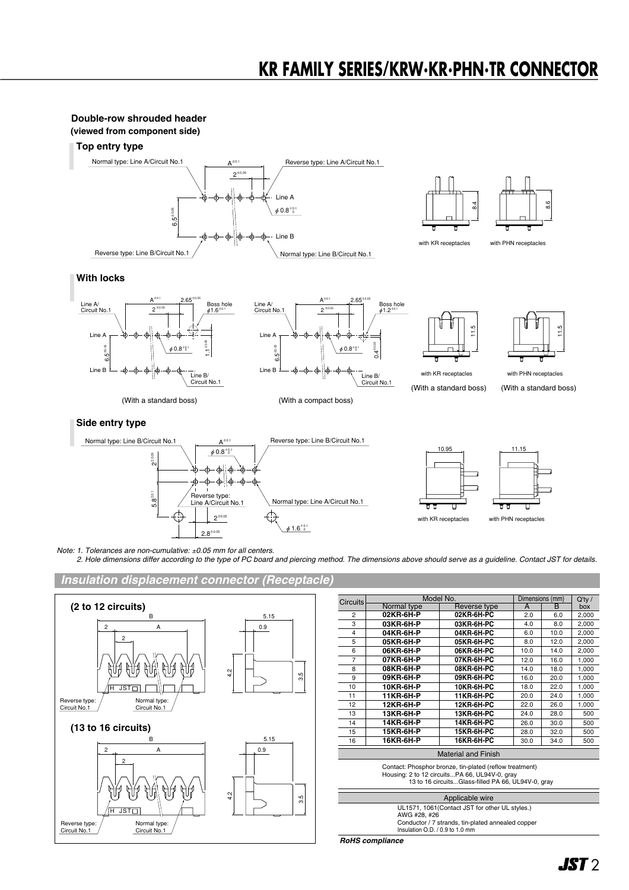## Double-row shrouded header

**(viewed from component side)**

### Top entry type

Normal type: Line A/Circuit No.1
Reverse type: Line A/Circuit No.1
Reverse type: Line B/Circuit No.1
Normal type: Line B/Circuit No.1

with KR receptacles
with PHN receptacles

### With locks

(With a standard boss)
(With a compact boss)

with KR receptacles
(With a standard boss)
with PHN receptacles
(With a standard boss)

### Side entry type

Normal type: Line B/Circuit No.1
Reverse type: Line B/Circuit No.1
Reverse type: Line A/Circuit No.1
Normal type: Line A/Circuit No.1

with KR receptacles
with PHN receptacles

*Note: 1. Tolerances are non-cumulative: ±0.05 mm for all centers.*
*2. Hole dimensions differ according to the type of PC board and piercing method. The dimensions above should serve as a guideline. Contact JST for details.*

## *Insulation displacement connector (Receptacle)*

**(2 to 12 circuits)**

Reverse type: Circuit No.1
Normal type: Circuit No.1

**(13 to 16 circuits)**

Reverse type: Circuit No.1
Normal type: Circuit No.1

| Circuits | Model No. | | Dimensions (mm) | | Q'ty / box |
|---|---|---|---|---|---|
| | Normal type | Reverse type | A | B | |
| 2 | **02KR-6H-P** | **02KR-6H-PC** | 2.0 | 6.0 | 2,000 |
| 3 | **03KR-6H-P** | **03KR-6H-PC** | 4.0 | 8.0 | 2,000 |
| 4 | **04KR-6H-P** | **04KR-6H-PC** | 6.0 | 10.0 | 2,000 |
| 5 | **05KR-6H-P** | **05KR-6H-PC** | 8.0 | 12.0 | 2,000 |
| 6 | **06KR-6H-P** | **06KR-6H-PC** | 10.0 | 14.0 | 2,000 |
| 7 | **07KR-6H-P** | **07KR-6H-PC** | 12.0 | 16.0 | 1,000 |
| 8 | **08KR-6H-P** | **08KR-6H-PC** | 14.0 | 18.0 | 1,000 |
| 9 | **09KR-6H-P** | **09KR-6H-PC** | 16.0 | 20.0 | 1,000 |
| 10 | **10KR-6H-P** | **10KR-6H-PC** | 18.0 | 22.0 | 1,000 |
| 11 | **11KR-6H-P** | **11KR-6H-PC** | 20.0 | 24.0 | 1,000 |
| 12 | **12KR-6H-P** | **12KR-6H-PC** | 22.0 | 26.0 | 1,000 |
| 13 | **13KR-6H-P** | **13KR-6H-PC** | 24.0 | 28.0 | 500 |
| 14 | **14KR-6H-P** | **14KR-6H-PC** | 26.0 | 30.0 | 500 |
| 15 | **15KR-6H-P** | **15KR-6H-PC** | 28.0 | 32.0 | 500 |
| 16 | **16KR-6H-P** | **16KR-6H-PC** | 30.0 | 34.0 | 500 |

**Material and Finish**

Contact: Phosphor bronze, tin-plated (reflow treatment)
Housing: 2 to 12 circuits...PA 66, UL94V-0, gray
13 to 16 circuits...Glass-filled PA 66, UL94V-0, gray

**Applicable wire**

UL1571, 1061(Contact JST for other UL styles.)
AWG #28, #26
Conductor / 7 strands, tin-plated annealed copper
Insulation O.D. / 0.9 to 1.0 mm

***RoHS compliance***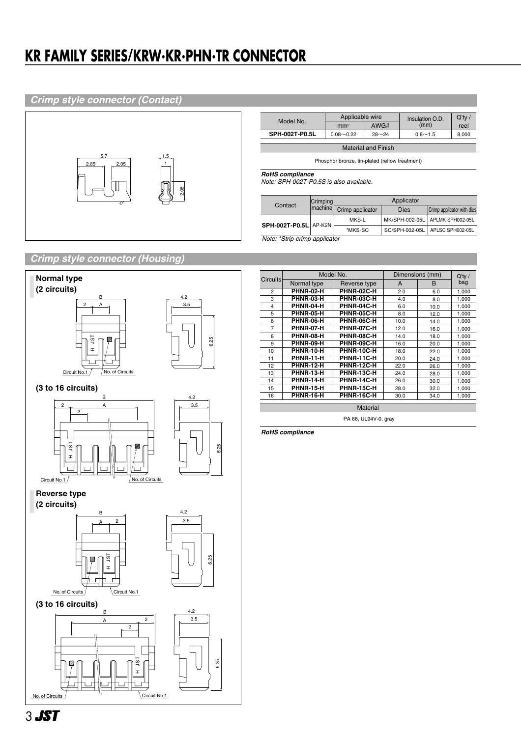# KR FAMILY SERIES/KRW·KR·PHN·TR CONNECTOR

## Crimp style connector (Contact)

| Model No. | Applicable wire | | Insulation O.D. (mm) | Q'ty / reel |
|---|---|---|---|---|
| | mm² | AWG# | | |
| **SPH-002T-P0.5L** | 0.08～0.22 | 28～24 | 0.8～1.5 | 8,000 |

| Material and Finish |
|---|
| Phosphor bronze, tin-plated (reflow treatment) |

***RoHS compliance***
*Note: SPH-002T-P0.5S is also available.*

| Contact | Crimping machine | Applicator | | |
|---|---|---|---|---|
| | | Crimp applicator | Dies | Crimp applicator with dies |
| **SPH-002T-P0.5L** | AP-K2N | MKS-L | MK/SPH-002-05L | APLMK SPH002-05L |
| | | *MKS-SC | SC/SPH-002-05L | APLSC SPH002-05L |

*Note: *Strip-crimp applicator*

## Crimp style connector (Housing)

**Normal type**
**(2 circuits)**

**(3 to 16 circuits)**

**Reverse type**
**(2 circuits)**

**(3 to 16 circuits)**

| Circuits | Model No. | | Dimensions (mm) | | Q'ty / bag |
|---|---|---|---|---|---|
| | Normal type | Reverse type | A | B | |
| 2 | **PHNR-02-H** | **PHNR-02C-H** | 2.0 | 6.0 | 1,000 |
| 3 | **PHNR-03-H** | **PHNR-03C-H** | 4.0 | 8.0 | 1,000 |
| 4 | **PHNR-04-H** | **PHNR-04C-H** | 6.0 | 10.0 | 1,000 |
| 5 | **PHNR-05-H** | **PHNR-05C-H** | 8.0 | 12.0 | 1,000 |
| 6 | **PHNR-06-H** | **PHNR-06C-H** | 10.0 | 14.0 | 1,000 |
| 7 | **PHNR-07-H** | **PHNR-07C-H** | 12.0 | 16.0 | 1,000 |
| 8 | **PHNR-08-H** | **PHNR-08C-H** | 14.0 | 18.0 | 1,000 |
| 9 | **PHNR-09-H** | **PHNR-09C-H** | 16.0 | 20.0 | 1,000 |
| 10 | **PHNR-10-H** | **PHNR-10C-H** | 18.0 | 22.0 | 1,000 |
| 11 | **PHNR-11-H** | **PHNR-11C-H** | 20.0 | 24.0 | 1,000 |
| 12 | **PHNR-12-H** | **PHNR-12C-H** | 22.0 | 26.0 | 1,000 |
| 13 | **PHNR-13-H** | **PHNR-13C-H** | 24.0 | 28.0 | 1,000 |
| 14 | **PHNR-14-H** | **PHNR-14C-H** | 26.0 | 30.0 | 1,000 |
| 15 | **PHNR-15-H** | **PHNR-15C-H** | 28.0 | 32.0 | 1,000 |
| 16 | **PHNR-16-H** | **PHNR-16C-H** | 30.0 | 34.0 | 1,000 |

| Material |
|---|
| PA 66, UL94V-0, gray |

***RoHS compliance***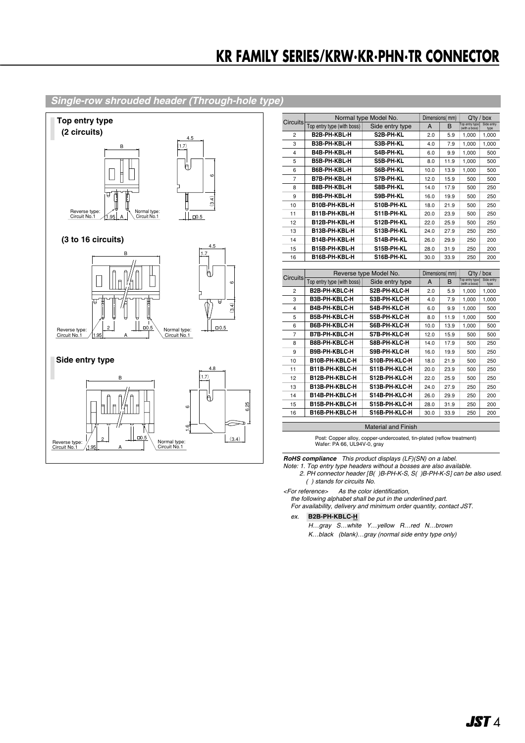## Single-row shrouded header (Through-hole type)

### Top entry type

**(2 circuits)**

**(3 to 16 circuits)**

### Side entry type

| Circuits | Normal type Model No. | | Dimensions(mm) | | Q'ty / box | |
|---|---|---|---|---|---|---|
| | Top entry type (with boss) | Side entry type | A | B | Top entry type (with a boss) | Side entry type |
| 2 | B2B-PH-KBL-H | S2B-PH-KL | 2.0 | 5.9 | 1,000 | 1,000 |
| 3 | B3B-PH-KBL-H | S3B-PH-KL | 4.0 | 7.9 | 1,000 | 1,000 |
| 4 | B4B-PH-KBL-H | S4B-PH-KL | 6.0 | 9.9 | 1,000 | 500 |
| 5 | B5B-PH-KBL-H | S5B-PH-KL | 8.0 | 11.9 | 1,000 | 500 |
| 6 | B6B-PH-KBL-H | S6B-PH-KL | 10.0 | 13.9 | 1,000 | 500 |
| 7 | B7B-PH-KBL-H | S7B-PH-KL | 12.0 | 15.9 | 500 | 500 |
| 8 | B8B-PH-KBL-H | S8B-PH-KL | 14.0 | 17.9 | 500 | 250 |
| 9 | B9B-PH-KBL-H | S9B-PH-KL | 16.0 | 19.9 | 500 | 250 |
| 10 | B10B-PH-KBL-H | S10B-PH-KL | 18.0 | 21.9 | 500 | 250 |
| 11 | B11B-PH-KBL-H | S11B-PH-KL | 20.0 | 23.9 | 500 | 250 |
| 12 | B12B-PH-KBL-H | S12B-PH-KL | 22.0 | 25.9 | 500 | 250 |
| 13 | B13B-PH-KBL-H | S13B-PH-KL | 24.0 | 27.9 | 250 | 250 |
| 14 | B14B-PH-KBL-H | S14B-PH-KL | 26.0 | 29.9 | 250 | 200 |
| 15 | B15B-PH-KBL-H | S15B-PH-KL | 28.0 | 31.9 | 250 | 200 |
| 16 | B16B-PH-KBL-H | S16B-PH-KL | 30.0 | 33.9 | 250 | 200 |

| Circuits | Reverse type Model No. | | Dimensions(mm) | | Q'ty / box | |
|---|---|---|---|---|---|---|
| | Top entry type (with boss) | Side entry type | A | B | Top entry type (with a boss) | Side entry type |
| 2 | B2B-PH-KBLC-H | S2B-PH-KLC-H | 2.0 | 5.9 | 1,000 | 1,000 |
| 3 | B3B-PH-KBLC-H | S3B-PH-KLC-H | 4.0 | 7.9 | 1,000 | 1,000 |
| 4 | B4B-PH-KBLC-H | S4B-PH-KLC-H | 6.0 | 9.9 | 1,000 | 500 |
| 5 | B5B-PH-KBLC-H | S5B-PH-KLC-H | 8.0 | 11.9 | 1,000 | 500 |
| 6 | B6B-PH-KBLC-H | S6B-PH-KLC-H | 10.0 | 13.9 | 1,000 | 500 |
| 7 | B7B-PH-KBLC-H | S7B-PH-KLC-H | 12.0 | 15.9 | 500 | 500 |
| 8 | B8B-PH-KBLC-H | S8B-PH-KLC-H | 14.0 | 17.9 | 500 | 250 |
| 9 | B9B-PH-KBLC-H | S9B-PH-KLC-H | 16.0 | 19.9 | 500 | 250 |
| 10 | B10B-PH-KBLC-H | S10B-PH-KLC-H | 18.0 | 21.9 | 500 | 250 |
| 11 | B11B-PH-KBLC-H | S11B-PH-KLC-H | 20.0 | 23.9 | 500 | 250 |
| 12 | B12B-PH-KBLC-H | S12B-PH-KLC-H | 22.0 | 25.9 | 500 | 250 |
| 13 | B13B-PH-KBLC-H | S13B-PH-KLC-H | 24.0 | 27.9 | 250 | 250 |
| 14 | B14B-PH-KBLC-H | S14B-PH-KLC-H | 26.0 | 29.9 | 250 | 200 |
| 15 | B15B-PH-KBLC-H | S15B-PH-KLC-H | 28.0 | 31.9 | 250 | 200 |
| 16 | B16B-PH-KBLC-H | S16B-PH-KLC-H | 30.0 | 33.9 | 250 | 200 |

**Material and Finish**

Post: Copper alloy, copper-undercoated, tin-plated (reflow treatment)
Wafer: PA 66, UL94V-0, gray

***RoHS compliance*** *This product displays (LF)(SN) on a label.*

*Note: 1. Top entry type headers without a bosses are also available.*
*2. PH connector header [B( )B-PH-K-S, S( )B-PH-K-S] can be also used. ( ) stands for circuits No.*

*<For reference> As the color identification, the following alphabet shall be put in the underlined part. For availability, delivery and minimum order quantity, contact JST.*

*ex.* **B2B-PH-KBLC-H**

*H…gray S…white Y…yellow R…red N…brown*
*K…black (blank)…gray (normal side entry type only)*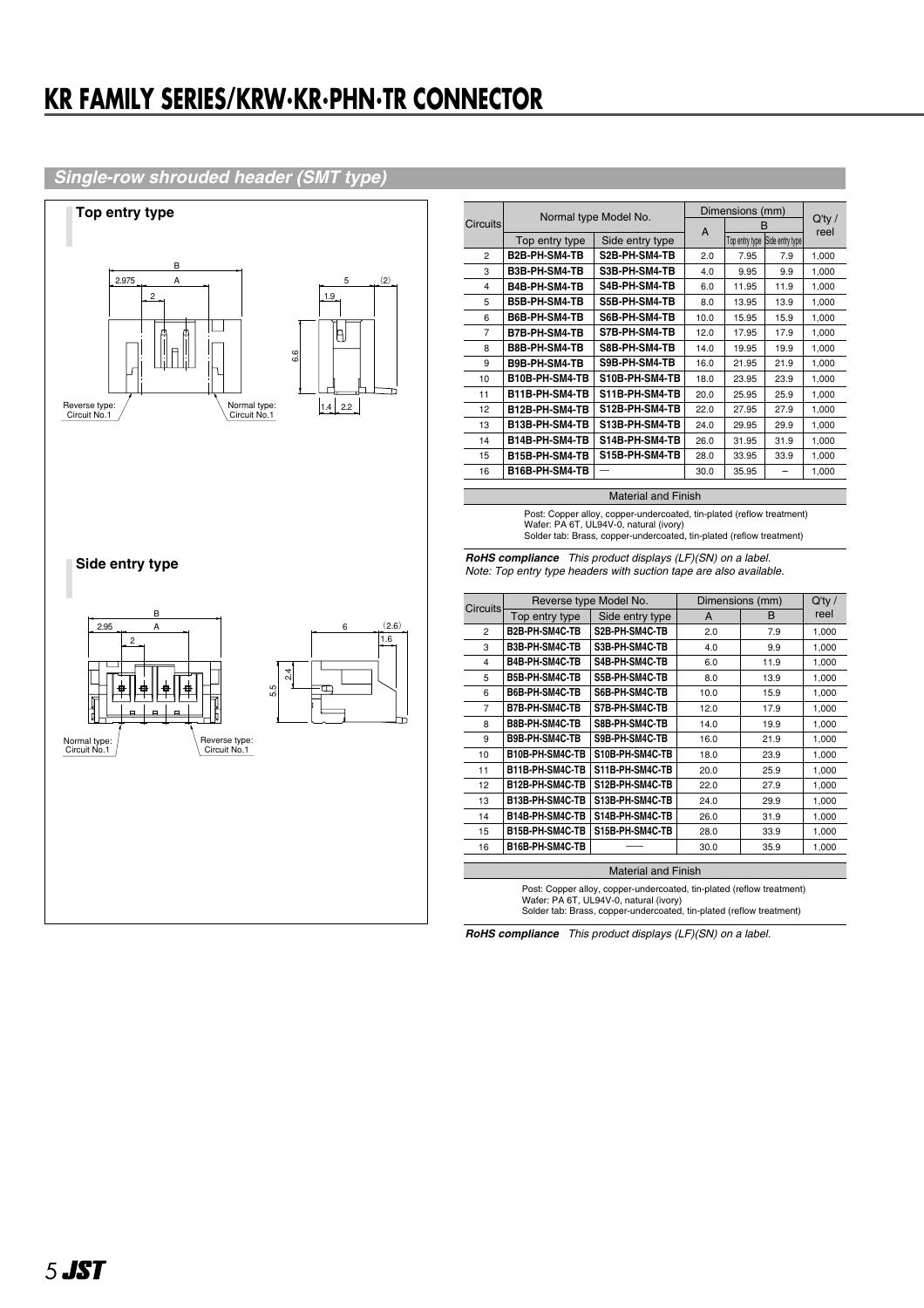# KR FAMILY SERIES/KRW·KR·PHN·TR CONNECTOR

## Single-row shrouded header (SMT type)

### Top entry type

B
2.975 A
2
5 (2)
1.9
6.6
1.4 2.2
Reverse type: Circuit No.1
Normal type: Circuit No.1

### Side entry type

B
2.95 A
2
6 (2.6)
1.6
2.4
5.5
Normal type: Circuit No.1
Reverse type: Circuit No.1

| Circuits | Normal type Model No. | | Dimensions (mm) | | | Q'ty / reel |
|---|---|---|---|---|---|---|
| | Top entry type | Side entry type | A | B | | |
| | | | | Top entry type | Side entry type | |
| 2 | B2B-PH-SM4-TB | S2B-PH-SM4-TB | 2.0 | 7.95 | 7.9 | 1,000 |
| 3 | B3B-PH-SM4-TB | S3B-PH-SM4-TB | 4.0 | 9.95 | 9.9 | 1,000 |
| 4 | B4B-PH-SM4-TB | S4B-PH-SM4-TB | 6.0 | 11.95 | 11.9 | 1,000 |
| 5 | B5B-PH-SM4-TB | S5B-PH-SM4-TB | 8.0 | 13.95 | 13.9 | 1,000 |
| 6 | B6B-PH-SM4-TB | S6B-PH-SM4-TB | 10.0 | 15.95 | 15.9 | 1,000 |
| 7 | B7B-PH-SM4-TB | S7B-PH-SM4-TB | 12.0 | 17.95 | 17.9 | 1,000 |
| 8 | B8B-PH-SM4-TB | S8B-PH-SM4-TB | 14.0 | 19.95 | 19.9 | 1,000 |
| 9 | B9B-PH-SM4-TB | S9B-PH-SM4-TB | 16.0 | 21.95 | 21.9 | 1,000 |
| 10 | B10B-PH-SM4-TB | S10B-PH-SM4-TB | 18.0 | 23.95 | 23.9 | 1,000 |
| 11 | B11B-PH-SM4-TB | S11B-PH-SM4-TB | 20.0 | 25.95 | 25.9 | 1,000 |
| 12 | B12B-PH-SM4-TB | S12B-PH-SM4-TB | 22.0 | 27.95 | 27.9 | 1,000 |
| 13 | B13B-PH-SM4-TB | S13B-PH-SM4-TB | 24.0 | 29.95 | 29.9 | 1,000 |
| 14 | B14B-PH-SM4-TB | S14B-PH-SM4-TB | 26.0 | 31.95 | 31.9 | 1,000 |
| 15 | B15B-PH-SM4-TB | S15B-PH-SM4-TB | 28.0 | 33.95 | 33.9 | 1,000 |
| 16 | B16B-PH-SM4-TB | — | 30.0 | 35.95 | – | 1,000 |

**Material and Finish**

Post: Copper alloy, copper-undercoated, tin-plated (reflow treatment)
Wafer: PA 6T, UL94V-0, natural (ivory)
Solder tab: Brass, copper-undercoated, tin-plated (reflow treatment)

***RoHS compliance*** *This product displays (LF)(SN) on a label.*
*Note: Top entry type headers with suction tape are also available.*

| Circuits | Reverse type Model No. | | Dimensions (mm) | | Q'ty / reel |
|---|---|---|---|---|---|
| | Top entry type | Side entry type | A | B | |
| 2 | B2B-PH-SM4C-TB | S2B-PH-SM4C-TB | 2.0 | 7.9 | 1,000 |
| 3 | B3B-PH-SM4C-TB | S3B-PH-SM4C-TB | 4.0 | 9.9 | 1,000 |
| 4 | B4B-PH-SM4C-TB | S4B-PH-SM4C-TB | 6.0 | 11.9 | 1,000 |
| 5 | B5B-PH-SM4C-TB | S5B-PH-SM4C-TB | 8.0 | 13.9 | 1,000 |
| 6 | B6B-PH-SM4C-TB | S6B-PH-SM4C-TB | 10.0 | 15.9 | 1,000 |
| 7 | B7B-PH-SM4C-TB | S7B-PH-SM4C-TB | 12.0 | 17.9 | 1,000 |
| 8 | B8B-PH-SM4C-TB | S8B-PH-SM4C-TB | 14.0 | 19.9 | 1,000 |
| 9 | B9B-PH-SM4C-TB | S9B-PH-SM4C-TB | 16.0 | 21.9 | 1,000 |
| 10 | B10B-PH-SM4C-TB | S10B-PH-SM4C-TB | 18.0 | 23.9 | 1,000 |
| 11 | B11B-PH-SM4C-TB | S11B-PH-SM4C-TB | 20.0 | 25.9 | 1,000 |
| 12 | B12B-PH-SM4C-TB | S12B-PH-SM4C-TB | 22.0 | 27.9 | 1,000 |
| 13 | B13B-PH-SM4C-TB | S13B-PH-SM4C-TB | 24.0 | 29.9 | 1,000 |
| 14 | B14B-PH-SM4C-TB | S14B-PH-SM4C-TB | 26.0 | 31.9 | 1,000 |
| 15 | B15B-PH-SM4C-TB | S15B-PH-SM4C-TB | 28.0 | 33.9 | 1,000 |
| 16 | B16B-PH-SM4C-TB | —— | 30.0 | 35.9 | 1,000 |

**Material and Finish**

Post: Copper alloy, copper-undercoated, tin-plated (reflow treatment)
Wafer: PA 6T, UL94V-0, natural (ivory)
Solder tab: Brass, copper-undercoated, tin-plated (reflow treatment)

***RoHS compliance*** *This product displays (LF)(SN) on a label.*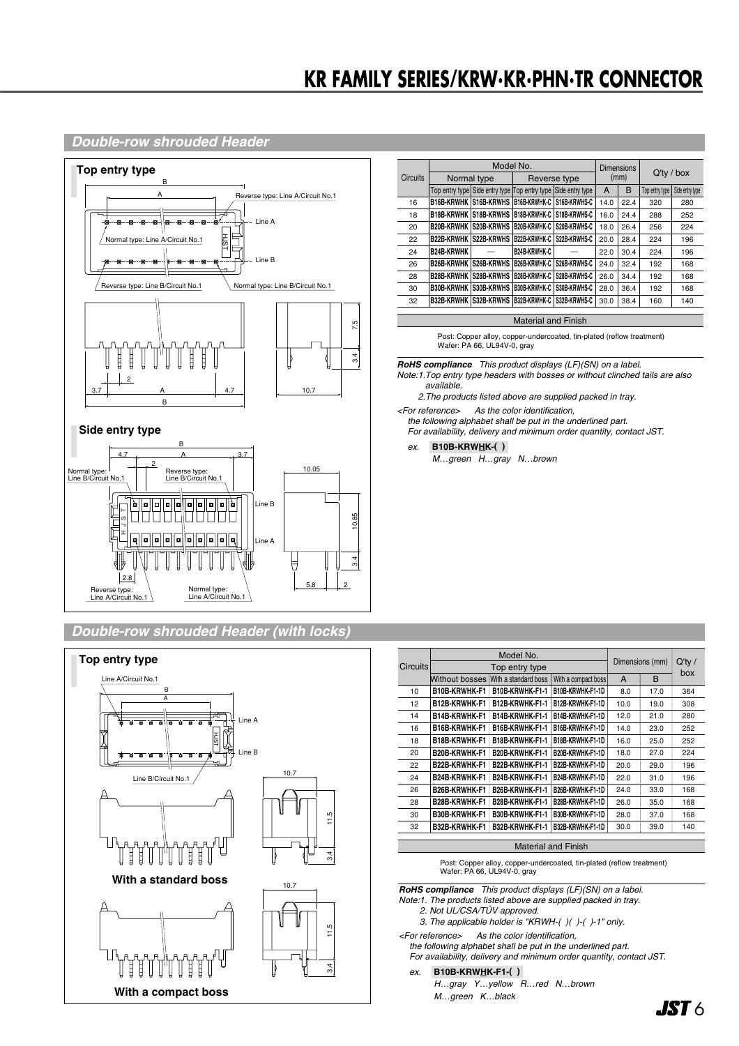## Double-row shrouded Header

### Top entry type

### Side entry type

| Circuits | Model No. | | | | Dimensions (mm) | | Q'ty / box | |
|---|---|---|---|---|---|---|---|---|
| | Normal type | | Reverse type | | | | | |
| | Top entry type | Side entry type | Top entry type | Side entry type | A | B | Top entry type | Side entry type |
| 16 | B16B-KRWHK | S16B-KRWHS | B16B-KRWHK-C | S16B-KRWHS-C | 14.0 | 22.4 | 320 | 280 |
| 18 | B18B-KRWHK | S18B-KRWHS | B18B-KRWHK-C | S18B-KRWHS-C | 16.0 | 24.4 | 288 | 252 |
| 20 | B20B-KRWHK | S20B-KRWHS | B20B-KRWHK-C | S20B-KRWHS-C | 18.0 | 26.4 | 256 | 224 |
| 22 | B22B-KRWHK | S22B-KRWHS | B22B-KRWHK-C | S22B-KRWHS-C | 20.0 | 28.4 | 224 | 196 |
| 24 | B24B-KRWHK | — | B24B-KRWHK-C | — | 22.0 | 30.4 | 224 | 196 |
| 26 | B26B-KRWHK | S26B-KRWHS | B26B-KRWHK-C | S26B-KRWHS-C | 24.0 | 32.4 | 192 | 168 |
| 28 | B28B-KRWHK | S28B-KRWHS | B28B-KRWHK-C | S28B-KRWHS-C | 26.0 | 34.4 | 192 | 168 |
| 30 | B30B-KRWHK | S30B-KRWHS | B30B-KRWHK-C | S30B-KRWHS-C | 28.0 | 36.4 | 192 | 168 |
| 32 | B32B-KRWHK | S32B-KRWHS | B32B-KRWHK-C | S32B-KRWHS-C | 30.0 | 38.4 | 160 | 140 |

**Material and Finish**

Post: Copper alloy, copper-undercoated, tin-plated (reflow treatment)
Wafer: PA 66, UL94V-0, gray

***RoHS compliance*** *This product displays (LF)(SN) on a label.*

*Note:1.Top entry type headers with bosses or without clinched tails are also available.*

*2.The products listed above are supplied packed in tray.*

*<For reference> As the color identification, the following alphabet shall be put in the underlined part. For availability, delivery and minimum order quantity, contact JST.*

*ex.* **B10B-KRWHK-( )**

*M…green H…gray N…brown*

## Double-row shrouded Header (with locks)

### Top entry type

**With a standard boss**

**With a compact boss**

| Circuits | Model No. | | | Dimensions (mm) | | Q'ty / box |
|---|---|---|---|---|---|---|
| | Top entry type | | | | | |
| | Without bosses | With a standard boss | With a compact boss | A | B | |
| 10 | B10B-KRWHK-F1 | B10B-KRWHK-F1-1 | B10B-KRWHK-F1-1D | 8.0 | 17.0 | 364 |
| 12 | B12B-KRWHK-F1 | B12B-KRWHK-F1-1 | B12B-KRWHK-F1-1D | 10.0 | 19.0 | 308 |
| 14 | B14B-KRWHK-F1 | B14B-KRWHK-F1-1 | B14B-KRWHK-F1-1D | 12.0 | 21.0 | 280 |
| 16 | B16B-KRWHK-F1 | B16B-KRWHK-F1-1 | B16B-KRWHK-F1-1D | 14.0 | 23.0 | 252 |
| 18 | B18B-KRWHK-F1 | B18B-KRWHK-F1-1 | B18B-KRWHK-F1-1D | 16.0 | 25.0 | 252 |
| 20 | B20B-KRWHK-F1 | B20B-KRWHK-F1-1 | B20B-KRWHK-F1-1D | 18.0 | 27.0 | 224 |
| 22 | B22B-KRWHK-F1 | B22B-KRWHK-F1-1 | B22B-KRWHK-F1-1D | 20.0 | 29.0 | 196 |
| 24 | B24B-KRWHK-F1 | B24B-KRWHK-F1-1 | B24B-KRWHK-F1-1D | 22.0 | 31.0 | 196 |
| 26 | B26B-KRWHK-F1 | B26B-KRWHK-F1-1 | B26B-KRWHK-F1-1D | 24.0 | 33.0 | 168 |
| 28 | B28B-KRWHK-F1 | B28B-KRWHK-F1-1 | B28B-KRWHK-F1-1D | 26.0 | 35.0 | 168 |
| 30 | B30B-KRWHK-F1 | B30B-KRWHK-F1-1 | B30B-KRWHK-F1-1D | 28.0 | 37.0 | 168 |
| 32 | B32B-KRWHK-F1 | B32B-KRWHK-F1-1 | B32B-KRWHK-F1-1D | 30.0 | 39.0 | 140 |

**Material and Finish**

Post: Copper alloy, copper-undercoated, tin-plated (reflow treatment)
Wafer: PA 66, UL94V-0, gray

***RoHS compliance*** *This product displays (LF)(SN) on a label.*

*Note:1. The products listed above are supplied packed in tray.*

*2. Not UL/CSA/TÜV approved.*

*3. The applicable holder is "KRWH-( )( )-( )-1" only.*

*<For reference> As the color identification, the following alphabet shall be put in the underlined part. For availability, delivery and minimum order quantity, contact JST.*

*ex.* **B10B-KRWHK-F1-( )**

*H…gray Y…yellow R…red N…brown*

*M…green K…black*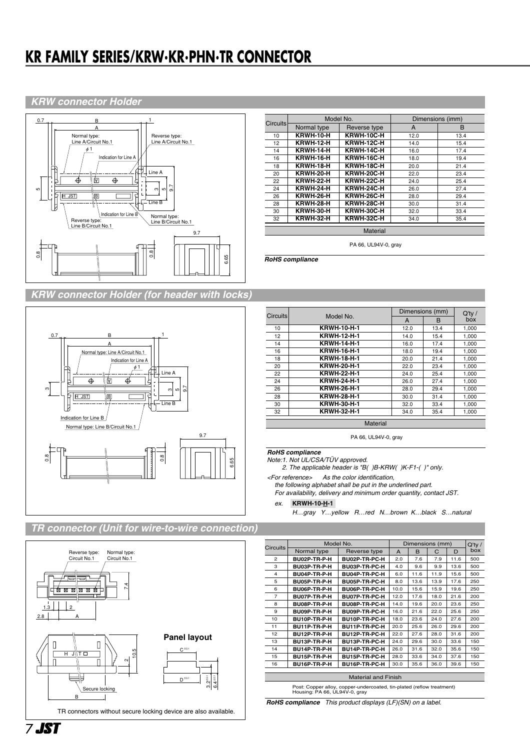# KR FAMILY SERIES/KRW·KR·PHN·TR CONNECTOR

## KRW connector Holder

| Circuits | Model No. | | Dimensions (mm) | |
|---|---|---|---|---|
| | Normal type | Reverse type | A | B |
| 10 | **KRWH-10-H** | **KRWH-10C-H** | 12.0 | 13.4 |
| 12 | **KRWH-12-H** | **KRWH-12C-H** | 14.0 | 15.4 |
| 14 | **KRWH-14-H** | **KRWH-14C-H** | 16.0 | 17.4 |
| 16 | **KRWH-16-H** | **KRWH-16C-H** | 18.0 | 19.4 |
| 18 | **KRWH-18-H** | **KRWH-18C-H** | 20.0 | 21.4 |
| 20 | **KRWH-20-H** | **KRWH-20C-H** | 22.0 | 23.4 |
| 22 | **KRWH-22-H** | **KRWH-22C-H** | 24.0 | 25.4 |
| 24 | **KRWH-24-H** | **KRWH-24C-H** | 26.0 | 27.4 |
| 26 | **KRWH-26-H** | **KRWH-26C-H** | 28.0 | 29.4 |
| 28 | **KRWH-28-H** | **KRWH-28C-H** | 30.0 | 31.4 |
| 30 | **KRWH-30-H** | **KRWH-30C-H** | 32.0 | 33.4 |
| 32 | **KRWH-32-H** | **KRWH-32C-H** | 34.0 | 35.4 |

| Material |
|---|
| PA 66, UL94V-0, gray |

***RoHS compliance***

## KRW connector Holder (for header with locks)

| Circuits | Model No. | Dimensions (mm) | | Q'ty / box |
|---|---|---|---|---|
| | | A | B | |
| 10 | **KRWH-10-H-1** | 12.0 | 13.4 | 1,000 |
| 12 | **KRWH-12-H-1** | 14.0 | 15.4 | 1,000 |
| 14 | **KRWH-14-H-1** | 16.0 | 17.4 | 1,000 |
| 16 | **KRWH-16-H-1** | 18.0 | 19.4 | 1,000 |
| 18 | **KRWH-18-H-1** | 20.0 | 21.4 | 1,000 |
| 20 | **KRWH-20-H-1** | 22.0 | 23.4 | 1,000 |
| 22 | **KRWH-22-H-1** | 24.0 | 25.4 | 1,000 |
| 24 | **KRWH-24-H-1** | 26.0 | 27.4 | 1,000 |
| 26 | **KRWH-26-H-1** | 28.0 | 29.4 | 1,000 |
| 28 | **KRWH-28-H-1** | 30.0 | 31.4 | 1,000 |
| 30 | **KRWH-30-H-1** | 32.0 | 33.4 | 1,000 |
| 32 | **KRWH-32-H-1** | 34.0 | 35.4 | 1,000 |

| Material |
|---|
| PA 66, UL94V-0, gray |

***RoHS compliance***

*Note:1. Not UL/CSA/TÜV approved.*

*2. The applicable header is "B( )B-KRW( )K-F1-( )" only.*

*<For reference> As the color identification, the following alphabet shall be put in the underlined part. For availability, delivery and minimum order quantity, contact JST.*

*ex.* **KRWH-10-H-1**

*H…gray Y…yellow R…red N…brown K…black S…natural*

## TR connector (Unit for wire-to-wire connection)

| Circuits | Model No. | | Dimensions (mm) | | | | Q'ty / box |
|---|---|---|---|---|---|---|---|
| | Normal type | Reverse type | A | B | C | D | |
| 2 | **BU02P-TR-P-H** | **BU02P-TR-PC-H** | 2.0 | 7.6 | 7.9 | 11.6 | 500 |
| 3 | **BU03P-TR-P-H** | **BU03P-TR-PC-H** | 4.0 | 9.6 | 9.9 | 13.6 | 500 |
| 4 | **BU04P-TR-P-H** | **BU04P-TR-PC-H** | 6.0 | 11.6 | 11.9 | 15.6 | 500 |
| 5 | **BU05P-TR-P-H** | **BU05P-TR-PC-H** | 8.0 | 13.6 | 13.9 | 17.6 | 250 |
| 6 | **BU06P-TR-P-H** | **BU06P-TR-PC-H** | 10.0 | 15.6 | 15.9 | 19.6 | 250 |
| 7 | **BU07P-TR-P-H** | **BU07P-TR-PC-H** | 12.0 | 17.6 | 18.0 | 21.6 | 200 |
| 8 | **BU08P-TR-P-H** | **BU08P-TR-PC-H** | 14.0 | 19.6 | 20.0 | 23.6 | 250 |
| 9 | **BU09P-TR-P-H** | **BU09P-TR-PC-H** | 16.0 | 21.6 | 22.0 | 25.6 | 250 |
| 10 | **BU10P-TR-P-H** | **BU10P-TR-PC-H** | 18.0 | 23.6 | 24.0 | 27.6 | 200 |
| 11 | **BU11P-TR-P-H** | **BU11P-TR-PC-H** | 20.0 | 25.6 | 26.0 | 29.6 | 200 |
| 12 | **BU12P-TR-P-H** | **BU12P-TR-PC-H** | 22.0 | 27.6 | 28.0 | 31.6 | 200 |
| 13 | **BU13P-TR-P-H** | **BU13P-TR-PC-H** | 24.0 | 29.6 | 30.0 | 33.6 | 150 |
| 14 | **BU14P-TR-P-H** | **BU14P-TR-PC-H** | 26.0 | 31.6 | 32.0 | 35.6 | 150 |
| 15 | **BU15P-TR-P-H** | **BU15P-TR-PC-H** | 28.0 | 33.6 | 34.0 | 37.6 | 150 |
| 16 | **BU16P-TR-P-H** | **BU16P-TR-PC-H** | 30.0 | 35.6 | 36.0 | 39.6 | 150 |

| Material and Finish |
|---|
| Post: Copper alloy, copper-undercoated, tin-plated (reflow treatment)<br>Housing: PA 66, UL94V-0, gray |

***RoHS compliance*** *This product displays (LF)(SN) on a label.*

**Panel layout**

TR connectors without secure locking device are also available.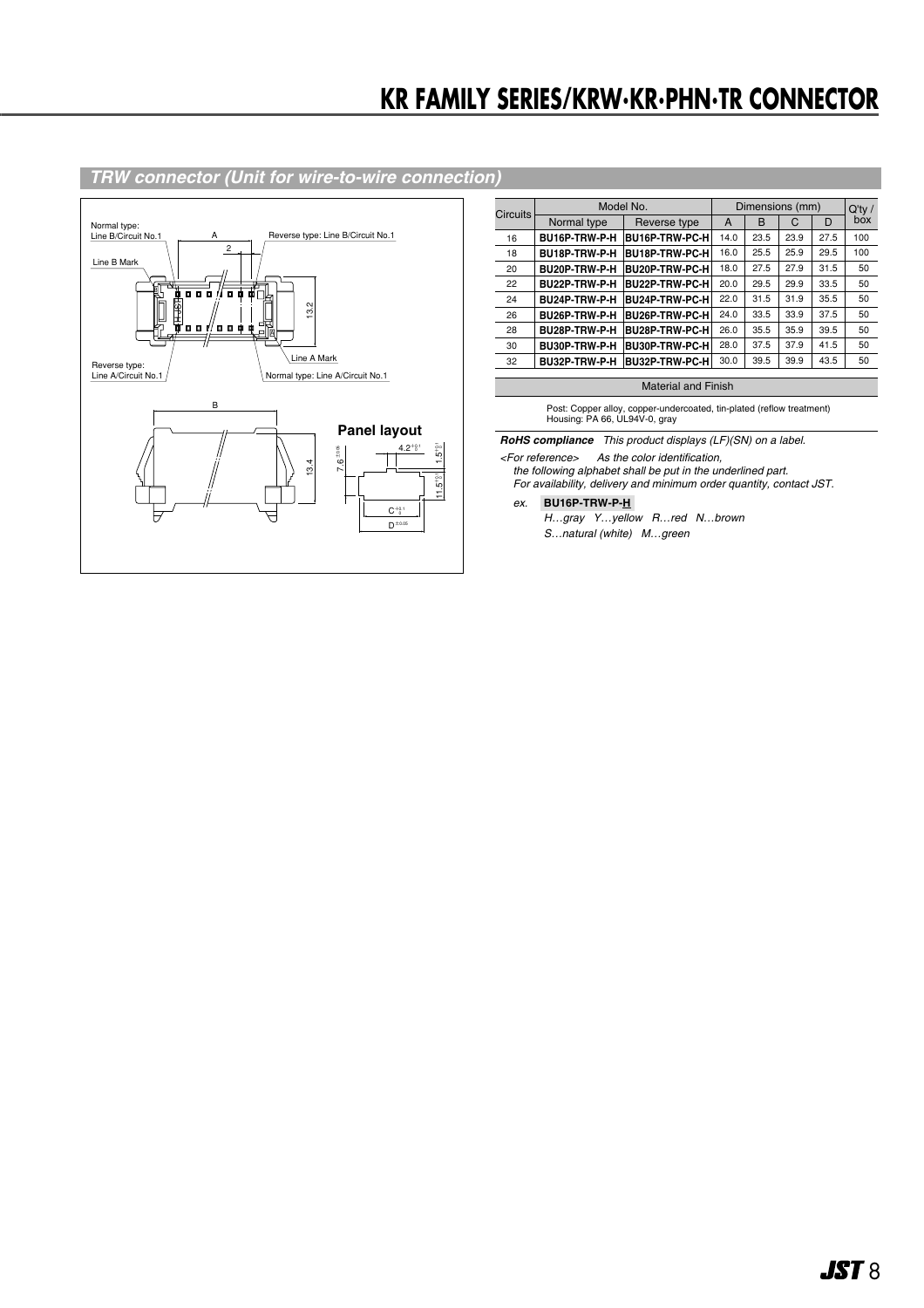# KR FAMILY SERIES/KRW·KR·PHN·TR CONNECTOR

## TRW connector (Unit for wire-to-wire connection)

Normal type: Line B/Circuit No.1
A
2
Reverse type: Line B/Circuit No.1
Line B Mark
13.2
Reverse type: Line A/Circuit No.1
Line A Mark
Normal type: Line A/Circuit No.1

B
13.4

**Panel layout**

7.6 $^{\pm0.05}$
4.2 $^{+0.1}_{0}$
1.5 $^{+0.1}_{0}$
11.5 $^{+0.1}_{0}$
C $^{+0.1}_{0}$
D $^{\pm0.05}$

| Circuits | Model No. | | Dimensions (mm) | | | | Q'ty / box |
|---|---|---|---|---|---|---|---|
| | Normal type | Reverse type | A | B | C | D | |
| 16 | **BU16P-TRW-P-H** | **BU16P-TRW-PC-H** | 14.0 | 23.5 | 23.9 | 27.5 | 100 |
| 18 | **BU18P-TRW-P-H** | **BU18P-TRW-PC-H** | 16.0 | 25.5 | 25.9 | 29.5 | 100 |
| 20 | **BU20P-TRW-P-H** | **BU20P-TRW-PC-H** | 18.0 | 27.5 | 27.9 | 31.5 | 50 |
| 22 | **BU22P-TRW-P-H** | **BU22P-TRW-PC-H** | 20.0 | 29.5 | 29.9 | 33.5 | 50 |
| 24 | **BU24P-TRW-P-H** | **BU24P-TRW-PC-H** | 22.0 | 31.5 | 31.9 | 35.5 | 50 |
| 26 | **BU26P-TRW-P-H** | **BU26P-TRW-PC-H** | 24.0 | 33.5 | 33.9 | 37.5 | 50 |
| 28 | **BU28P-TRW-P-H** | **BU28P-TRW-PC-H** | 26.0 | 35.5 | 35.9 | 39.5 | 50 |
| 30 | **BU30P-TRW-P-H** | **BU30P-TRW-PC-H** | 28.0 | 37.5 | 37.9 | 41.5 | 50 |
| 32 | **BU32P-TRW-P-H** | **BU32P-TRW-PC-H** | 30.0 | 39.5 | 39.9 | 43.5 | 50 |

| Material and Finish |
|---|
| Post: Copper alloy, copper-undercoated, tin-plated (reflow treatment)<br>Housing: PA 66, UL94V-0, gray |

***RoHS compliance*** *This product displays (LF)(SN) on a label.*

*<For reference> As the color identification, the following alphabet shall be put in the underlined part. For availability, delivery and minimum order quantity, contact JST.*

*ex.* **BU16P-TRW-P-<u>H</u>**

*H…gray Y…yellow R…red N…brown*
*S…natural (white) M…green*